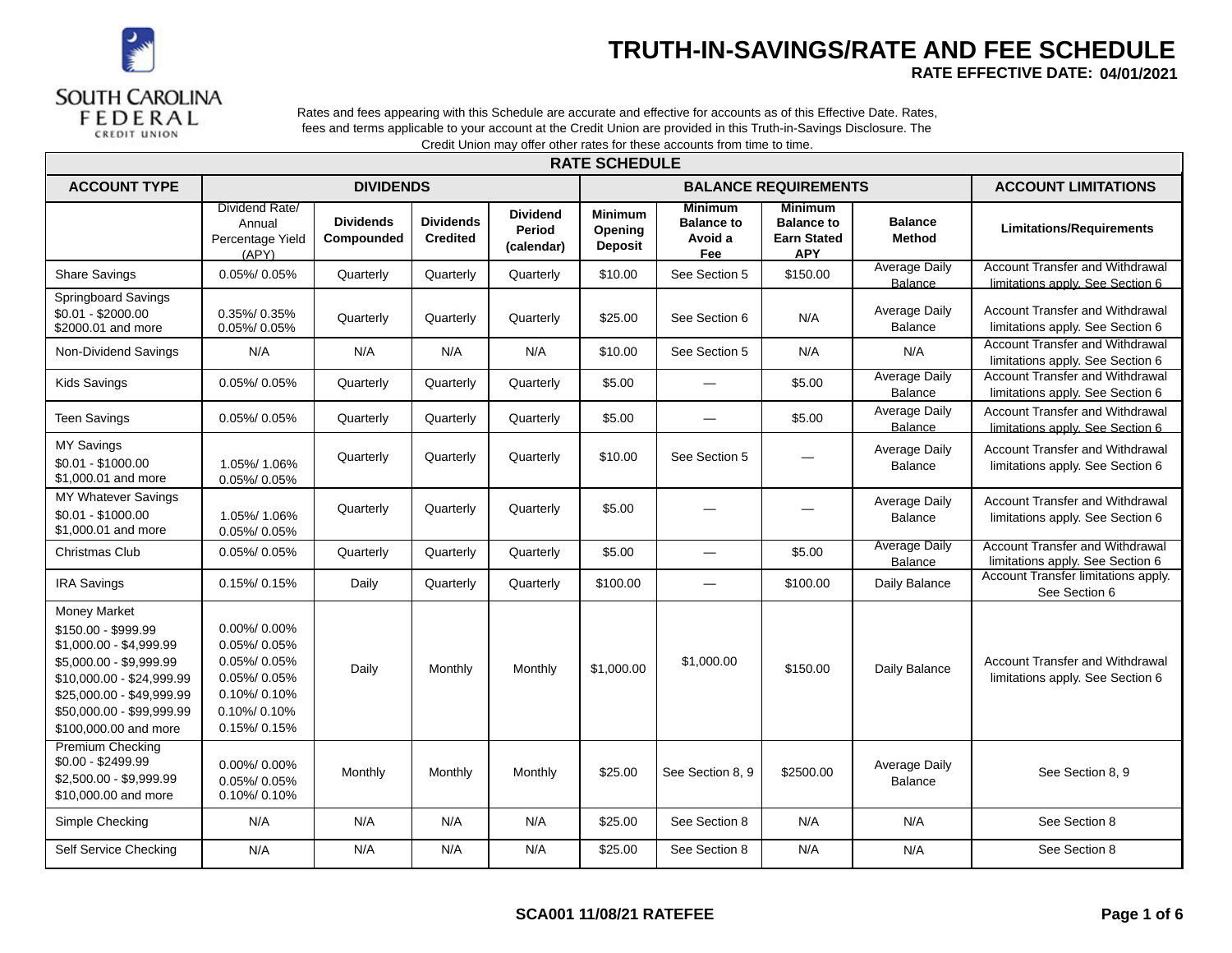SOUTH CAROLINA FEDERAL CREDIT UNION

# TRUTH-IN-SAVINGS/RATE AND FEE SCHEDULE

**RATE EFFECTIVE DATE: 04/01/2021**

Rates and fees appearing with this Schedule are accurate and effective for accounts as of this Effective Date. Rates, fees and terms applicable to your account at the Credit Union are provided in this Truth-in-Savings Disclosure. The Credit Union may offer other rates for these accounts from time to time.

| RATE SCHEDULE | | | | | | | | | |
|---|---|---|---|---|---|---|---|---|---|
| **ACCOUNT TYPE** | **DIVIDENDS** | | | | **BALANCE REQUIREMENTS** | | | | **ACCOUNT LIMITATIONS** |
| | Dividend Rate/ Annual Percentage Yield (APY) | **Dividends Compounded** | **Dividends Credited** | **Dividend Period (calendar)** | **Minimum Opening Deposit** | **Minimum Balance to Avoid a Fee** | **Minimum Balance to Earn Stated APY** | **Balance Method** | **Limitations/Requirements** |
| Share Savings | 0.05%/ 0.05% | Quarterly | Quarterly | Quarterly | $10.00 | See Section 5 | $150.00 | Average Daily Balance | Account Transfer and Withdrawal limitations apply. See Section 6 |
| Springboard Savings<br>$0.01 - $2000.00<br>$2000.01 and more | <br>0.35%/ 0.35%<br>0.05%/ 0.05% | Quarterly | Quarterly | Quarterly | $25.00 | See Section 6 | N/A | Average Daily Balance | Account Transfer and Withdrawal limitations apply. See Section 6 |
| Non-Dividend Savings | N/A | N/A | N/A | N/A | $10.00 | See Section 5 | N/A | N/A | Account Transfer and Withdrawal limitations apply. See Section 6 |
| Kids Savings | 0.05%/ 0.05% | Quarterly | Quarterly | Quarterly | $5.00 | — | $5.00 | Average Daily Balance | Account Transfer and Withdrawal limitations apply. See Section 6 |
| Teen Savings | 0.05%/ 0.05% | Quarterly | Quarterly | Quarterly | $5.00 | — | $5.00 | Average Daily Balance | Account Transfer and Withdrawal limitations apply. See Section 6 |
| MY Savings<br>$0.01 - $1000.00<br>$1,000.01 and more | <br>1.05%/ 1.06%<br>0.05%/ 0.05% | Quarterly | Quarterly | Quarterly | $10.00 | See Section 5 | — | Average Daily Balance | Account Transfer and Withdrawal limitations apply. See Section 6 |
| MY Whatever Savings<br>$0.01 - $1000.00<br>$1,000.01 and more | <br>1.05%/ 1.06%<br>0.05%/ 0.05% | Quarterly | Quarterly | Quarterly | $5.00 | — | — | Average Daily Balance | Account Transfer and Withdrawal limitations apply. See Section 6 |
| Christmas Club | 0.05%/ 0.05% | Quarterly | Quarterly | Quarterly | $5.00 | — | $5.00 | Average Daily Balance | Account Transfer and Withdrawal limitations apply. See Section 6 |
| IRA Savings | 0.15%/ 0.15% | Daily | Quarterly | Quarterly | $100.00 | — | $100.00 | Daily Balance | Account Transfer limitations apply. See Section 6 |
| Money Market<br>$150.00 - $999.99<br>$1,000.00 - $4,999.99<br>$5,000.00 - $9,999.99<br>$10,000.00 - $24,999.99<br>$25,000.00 - $49,999.99<br>$50,000.00 - $99,999.99<br>$100,000.00 and more | <br>0.00%/ 0.00%<br>0.05%/ 0.05%<br>0.05%/ 0.05%<br>0.05%/ 0.05%<br>0.10%/ 0.10%<br>0.10%/ 0.10%<br>0.15%/ 0.15% | Daily | Monthly | Monthly | $1,000.00 | $1,000.00 | $150.00 | Daily Balance | Account Transfer and Withdrawal limitations apply. See Section 6 |
| Premium Checking<br>$0.00 - $2499.99<br>$2,500.00 - $9,999.99<br>$10,000.00 and more | <br>0.00%/ 0.00%<br>0.05%/ 0.05%<br>0.10%/ 0.10% | Monthly | Monthly | Monthly | $25.00 | See Section 8, 9 | $2500.00 | Average Daily Balance | See Section 8, 9 |
| Simple Checking | N/A | N/A | N/A | N/A | $25.00 | See Section 8 | N/A | N/A | See Section 8 |
| Self Service Checking | N/A | N/A | N/A | N/A | $25.00 | See Section 8 | N/A | N/A | See Section 8 |

SCA001 11/08/21 RATEFEE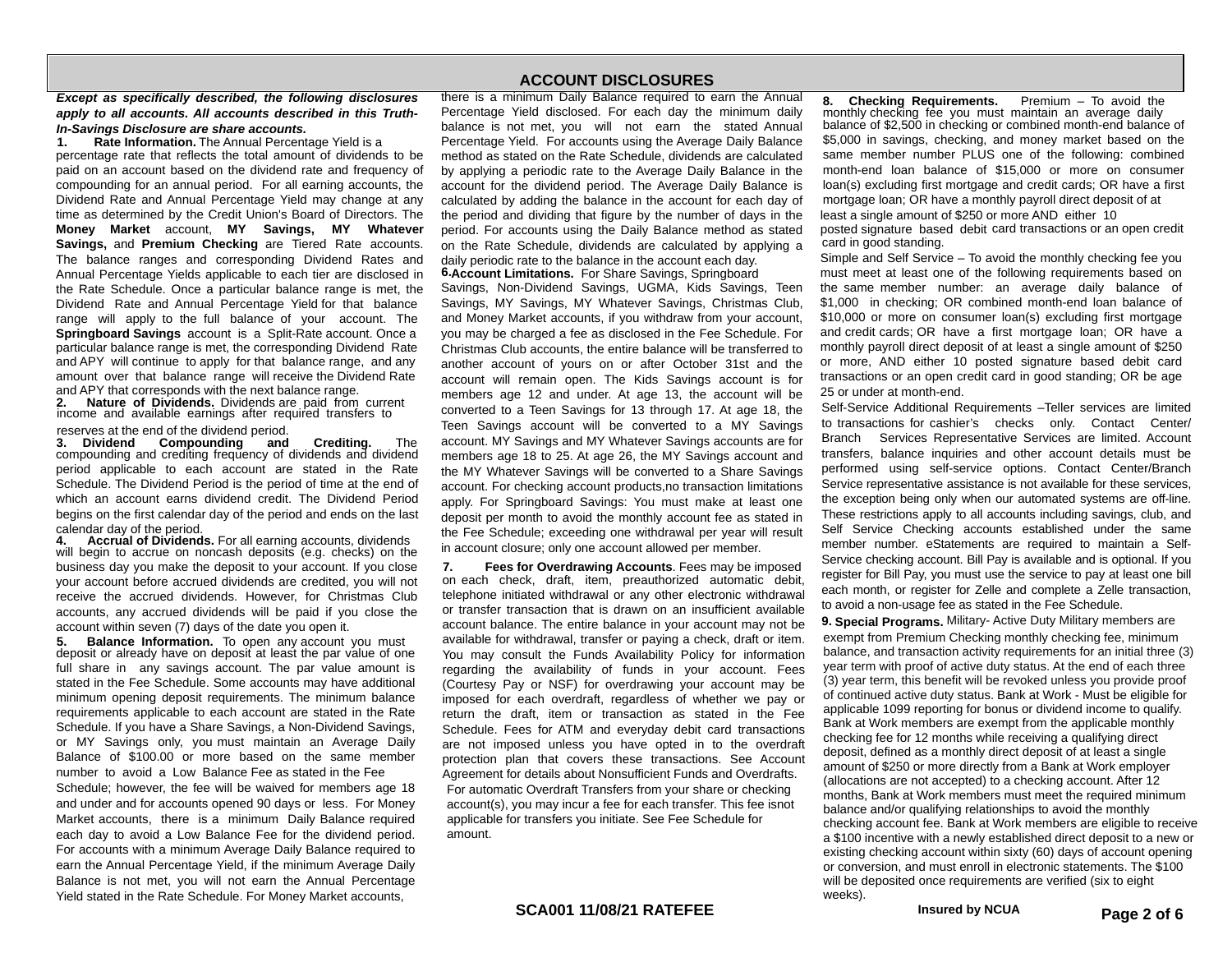# ACCOUNT DISCLOSURES

***Except as specifically described, the following disclosures apply to all accounts. All accounts described in this Truth-In-Savings Disclosure are share accounts.***

**1. Rate Information.** The Annual Percentage Yield is a percentage rate that reflects the total amount of dividends to be paid on an account based on the dividend rate and frequency of compounding for an annual period. For all earning accounts, the Dividend Rate and Annual Percentage Yield may change at any time as determined by the Credit Union's Board of Directors. The **Money Market** account, **MY Savings, MY Whatever Savings,** and **Premium Checking** are Tiered Rate accounts. The balance ranges and corresponding Dividend Rates and Annual Percentage Yields applicable to each tier are disclosed in the Rate Schedule. Once a particular balance range is met, the Dividend Rate and Annual Percentage Yield for that balance range will apply to the full balance of your account. The **Springboard Savings** account is a Split-Rate account. Once a particular balance range is met, the corresponding Dividend Rate and APY will continue to apply for that balance range, and any amount over that balance range will receive the Dividend Rate and APY that corresponds with the next balance range.

**2. Nature of Dividends.** Dividends are paid from current income and available earnings after required transfers to reserves at the end of the dividend period.

**3. Dividend Compounding and Crediting.** The compounding and crediting frequency of dividends and dividend period applicable to each account are stated in the Rate Schedule. The Dividend Period is the period of time at the end of which an account earns dividend credit. The Dividend Period begins on the first calendar day of the period and ends on the last calendar day of the period.

**4. Accrual of Dividends.** For all earning accounts, dividends will begin to accrue on noncash deposits (e.g. checks) on the business day you make the deposit to your account. If you close your account before accrued dividends are credited, you will not receive the accrued dividends. However, for Christmas Club accounts, any accrued dividends will be paid if you close the account within seven (7) days of the date you open it.

**5. Balance Information.** To open any account you must deposit or already have on deposit at least the par value of one full share in any savings account. The par value amount is stated in the Fee Schedule. Some accounts may have additional minimum opening deposit requirements. The minimum balance requirements applicable to each account are stated in the Rate Schedule. If you have a Share Savings, a Non-Dividend Savings, or MY Savings only, you must maintain an Average Daily Balance of $100.00 or more based on the same member number to avoid a Low Balance Fee as stated in the Fee Schedule; however, the fee will be waived for members age 18 and under and for accounts opened 90 days or less. For Money Market accounts, there is a minimum Daily Balance required each day to avoid a Low Balance Fee for the dividend period. For accounts with a minimum Average Daily Balance required to earn the Annual Percentage Yield, if the minimum Average Daily Balance is not met, you will not earn the Annual Percentage Yield stated in the Rate Schedule. For Money Market accounts, there is a minimum Daily Balance required to earn the Annual Percentage Yield disclosed. For each day the minimum daily balance is not met, you will not earn the stated Annual Percentage Yield. For accounts using the Average Daily Balance method as stated on the Rate Schedule, dividends are calculated by applying a periodic rate to the Average Daily Balance in the account for the dividend period. The Average Daily Balance is calculated by adding the balance in the account for each day of the period and dividing that figure by the number of days in the period. For accounts using the Daily Balance method as stated on the Rate Schedule, dividends are calculated by applying a daily periodic rate to the balance in the account each day.

**6. Account Limitations.** For Share Savings, Springboard Savings, Non-Dividend Savings, UGMA, Kids Savings, Teen Savings, MY Savings, MY Whatever Savings, Christmas Club, and Money Market accounts, if you withdraw from your account, you may be charged a fee as disclosed in the Fee Schedule. For Christmas Club accounts, the entire balance will be transferred to another account of yours on or after October 31st and the account will remain open. The Kids Savings account is for members age 12 and under. At age 13, the account will be converted to a Teen Savings for 13 through 17. At age 18, the Teen Savings account will be converted to a MY Savings account. MY Savings and MY Whatever Savings accounts are for members age 18 to 25. At age 26, the MY Savings account and the MY Whatever Savings will be converted to a Share Savings account. For checking account products,no transaction limitations apply. For Springboard Savings: You must make at least one deposit per month to avoid the monthly account fee as stated in the Fee Schedule; exceeding one withdrawal per year will result in account closure; only one account allowed per member.

**7. Fees for Overdrawing Accounts**. Fees may be imposed on each check, draft, item, preauthorized automatic debit, telephone initiated withdrawal or any other electronic withdrawal or transfer transaction that is drawn on an insufficient available account balance. The entire balance in your account may not be available for withdrawal, transfer or paying a check, draft or item. You may consult the Funds Availability Policy for information regarding the availability of funds in your account. Fees (Courtesy Pay or NSF) for overdrawing your account may be imposed for each overdraft, regardless of whether we pay or return the draft, item or transaction as stated in the Fee Schedule. Fees for ATM and everyday debit card transactions are not imposed unless you have opted in to the overdraft protection plan that covers these transactions. See Account Agreement for details about Nonsufficient Funds and Overdrafts. For automatic Overdraft Transfers from your share or checking account(s), you may incur a fee for each transfer. This fee isnot applicable for transfers you initiate. See Fee Schedule for amount.

**8. Checking Requirements.** Premium – To avoid the monthly checking fee you must maintain an average daily balance of $2,500 in checking or combined month-end balance of $5,000 in savings, checking, and money market based on the same member number PLUS one of the following: combined month-end loan balance of $15,000 or more on consumer loan(s) excluding first mortgage and credit cards; OR have a first mortgage loan; OR have a monthly payroll direct deposit of at least a single amount of $250 or more AND either 10 posted signature based debit card transactions or an open credit card in good standing.

Simple and Self Service – To avoid the monthly checking fee you must meet at least one of the following requirements based on the same member number: an average daily balance of $1,000 in checking; OR combined month-end loan balance of $10,000 or more on consumer loan(s) excluding first mortgage and credit cards; OR have a first mortgage loan; OR have a monthly payroll direct deposit of at least a single amount of $250 or more, AND either 10 posted signature based debit card transactions or an open credit card in good standing; OR be age 25 or under at month-end.

Self-Service Additional Requirements –Teller services are limited to transactions for cashier's checks only. Contact Center/ Branch Services Representative Services are limited. Account transfers, balance inquiries and other account details must be performed using self-service options. Contact Center/Branch Service representative assistance is not available for these services, the exception being only when our automated systems are off-line. These restrictions apply to all accounts including savings, club, and Self Service Checking accounts established under the same member number. eStatements are required to maintain a Self-Service checking account. Bill Pay is available and is optional. If you register for Bill Pay, you must use the service to pay at least one bill each month, or register for Zelle and complete a Zelle transaction, to avoid a non-usage fee as stated in the Fee Schedule.

**9. Special Programs.** Military- Active Duty Military members are exempt from Premium Checking monthly checking fee, minimum balance, and transaction activity requirements for an initial three (3) year term with proof of active duty status. At the end of each three (3) year term, this benefit will be revoked unless you provide proof of continued active duty status. Bank at Work - Must be eligible for applicable 1099 reporting for bonus or dividend income to qualify. Bank at Work members are exempt from the applicable monthly checking fee for 12 months while receiving a qualifying direct deposit, defined as a monthly direct deposit of at least a single amount of $250 or more directly from a Bank at Work employer (allocations are not accepted) to a checking account. After 12 months, Bank at Work members must meet the required minimum balance and/or qualifying relationships to avoid the monthly checking account fee. Bank at Work members are eligible to receive a $100 incentive with a newly established direct deposit to a new or existing checking account within sixty (60) days of account opening or conversion, and must enroll in electronic statements. The $100 will be deposited once requirements are verified (six to eight weeks).

**SCA001 11/08/21 RATEFEE** **Insured by NCUA**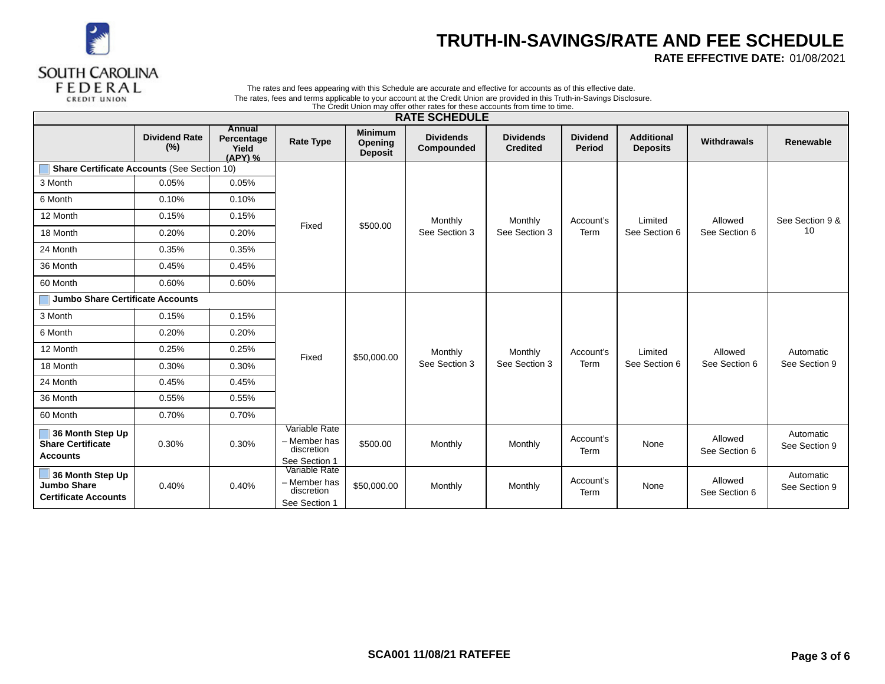SOUTH CAROLINA FEDERAL CREDIT UNION

# TRUTH-IN-SAVINGS/RATE AND FEE SCHEDULE

**RATE EFFECTIVE DATE:** 01/08/2021

The rates and fees appearing with this Schedule are accurate and effective for accounts as of this effective date.
The rates, fees and terms applicable to your account at the Credit Union are provided in this Truth-in-Savings Disclosure.
The Credit Union may offer other rates for these accounts from time to time.

## RATE SCHEDULE

| | Dividend Rate (%) | Annual Percentage Yield (APY) % | Rate Type | Minimum Opening Deposit | Dividends Compounded | Dividends Credited | Dividend Period | Additional Deposits | Withdrawals | Renewable |
|---|---|---|---|---|---|---|---|---|---|---|
| **Share Certificate Accounts** (See Section 10) | | | Fixed | $500.00 | Monthly See Section 3 | Monthly See Section 3 | Account's Term | Limited See Section 6 | Allowed See Section 6 | See Section 9 & 10 |
| 3 Month | 0.05% | 0.05% | | | | | | | | |
| 6 Month | 0.10% | 0.10% | | | | | | | | |
| 12 Month | 0.15% | 0.15% | | | | | | | | |
| 18 Month | 0.20% | 0.20% | | | | | | | | |
| 24 Month | 0.35% | 0.35% | | | | | | | | |
| 36 Month | 0.45% | 0.45% | | | | | | | | |
| 60 Month | 0.60% | 0.60% | | | | | | | | |
| **Jumbo Share Certificate Accounts** | | | Fixed | $50,000.00 | Monthly See Section 3 | Monthly See Section 3 | Account's Term | Limited See Section 6 | Allowed See Section 6 | Automatic See Section 9 |
| 3 Month | 0.15% | 0.15% | | | | | | | | |
| 6 Month | 0.20% | 0.20% | | | | | | | | |
| 12 Month | 0.25% | 0.25% | | | | | | | | |
| 18 Month | 0.30% | 0.30% | | | | | | | | |
| 24 Month | 0.45% | 0.45% | | | | | | | | |
| 36 Month | 0.55% | 0.55% | | | | | | | | |
| 60 Month | 0.70% | 0.70% | | | | | | | | |
| **36 Month Step Up Share Certificate Accounts** | 0.30% | 0.30% | Variable Rate – Member has discretion See Section 1 | $500.00 | Monthly | Monthly | Account's Term | None | Allowed See Section 6 | Automatic See Section 9 |
| **36 Month Step Up Jumbo Share Certificate Accounts** | 0.40% | 0.40% | Variable Rate – Member has discretion See Section 1 | $50,000.00 | Monthly | Monthly | Account's Term | None | Allowed See Section 6 | Automatic See Section 9 |

SCA001 11/08/21 RATEFEE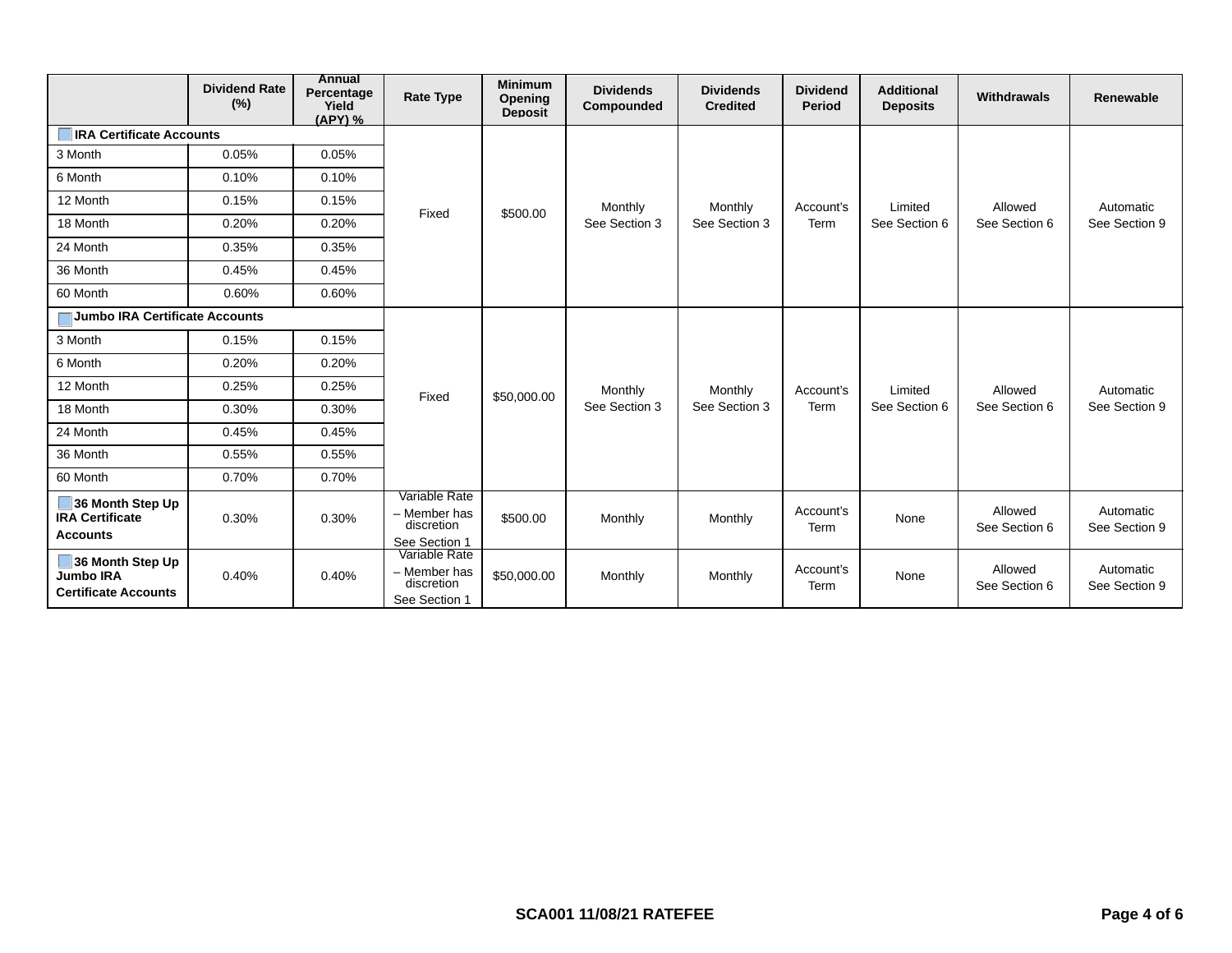| | Dividend Rate (%) | Annual Percentage Yield (APY) % | Rate Type | Minimum Opening Deposit | Dividends Compounded | Dividends Credited | Dividend Period | Additional Deposits | Withdrawals | Renewable |
|---|---|---|---|---|---|---|---|---|---|---|
| **IRA Certificate Accounts** | | | Fixed | $500.00 | Monthly See Section 3 | Monthly See Section 3 | Account's Term | Limited See Section 6 | Allowed See Section 6 | Automatic See Section 9 |
| 3 Month | 0.05% | 0.05% | | | | | | | | |
| 6 Month | 0.10% | 0.10% | | | | | | | | |
| 12 Month | 0.15% | 0.15% | | | | | | | | |
| 18 Month | 0.20% | 0.20% | | | | | | | | |
| 24 Month | 0.35% | 0.35% | | | | | | | | |
| 36 Month | 0.45% | 0.45% | | | | | | | | |
| 60 Month | 0.60% | 0.60% | | | | | | | | |
| **Jumbo IRA Certificate Accounts** | | | Fixed | $50,000.00 | Monthly See Section 3 | Monthly See Section 3 | Account's Term | Limited See Section 6 | Allowed See Section 6 | Automatic See Section 9 |
| 3 Month | 0.15% | 0.15% | | | | | | | | |
| 6 Month | 0.20% | 0.20% | | | | | | | | |
| 12 Month | 0.25% | 0.25% | | | | | | | | |
| 18 Month | 0.30% | 0.30% | | | | | | | | |
| 24 Month | 0.45% | 0.45% | | | | | | | | |
| 36 Month | 0.55% | 0.55% | | | | | | | | |
| 60 Month | 0.70% | 0.70% | | | | | | | | |
| **36 Month Step Up IRA Certificate Accounts** | 0.30% | 0.30% | Variable Rate – Member has discretion See Section 1 | $500.00 | Monthly | Monthly | Account's Term | None | Allowed See Section 6 | Automatic See Section 9 |
| **36 Month Step Up Jumbo IRA Certificate Accounts** | 0.40% | 0.40% | Variable Rate – Member has discretion See Section 1 | $50,000.00 | Monthly | Monthly | Account's Term | None | Allowed See Section 6 | Automatic See Section 9 |

**SCA001 11/08/21 RATEFEE**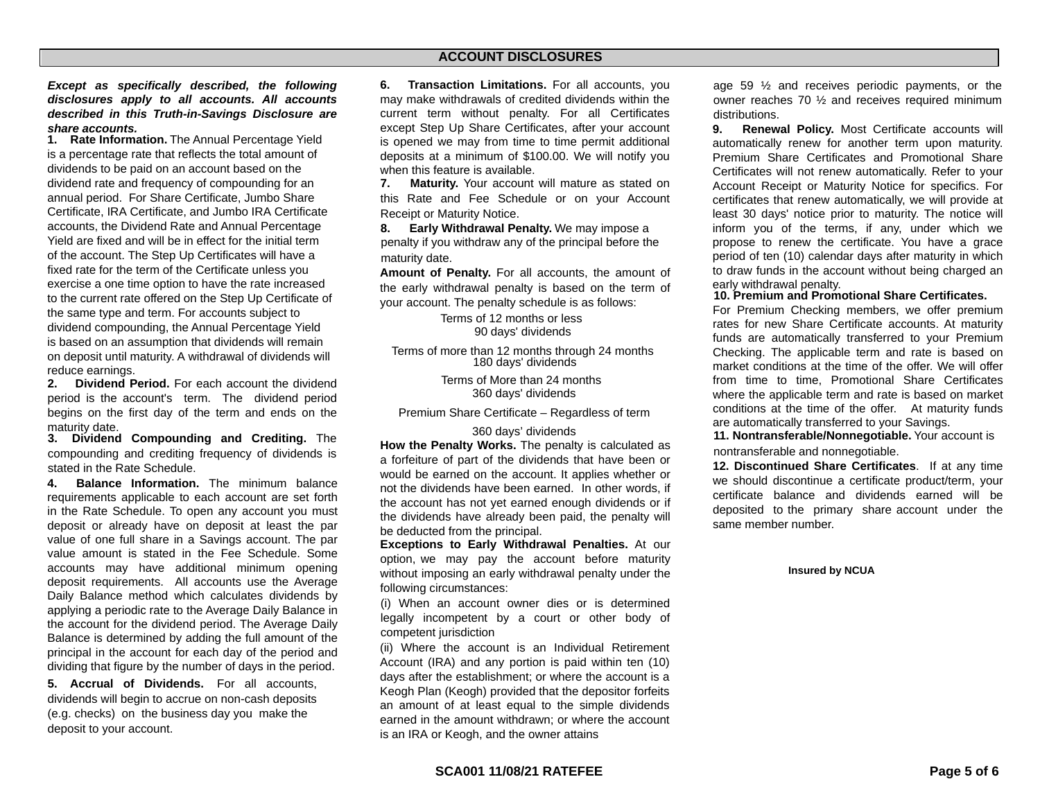## ACCOUNT DISCLOSURES

***Except as specifically described, the following disclosures apply to all accounts. All accounts described in this Truth-in-Savings Disclosure are share accounts.***

**1. Rate Information.** The Annual Percentage Yield is a percentage rate that reflects the total amount of dividends to be paid on an account based on the dividend rate and frequency of compounding for an annual period. For Share Certificate, Jumbo Share Certificate, IRA Certificate, and Jumbo IRA Certificate accounts, the Dividend Rate and Annual Percentage Yield are fixed and will be in effect for the initial term of the account. The Step Up Certificates will have a fixed rate for the term of the Certificate unless you exercise a one time option to have the rate increased to the current rate offered on the Step Up Certificate of the same type and term. For accounts subject to dividend compounding, the Annual Percentage Yield is based on an assumption that dividends will remain on deposit until maturity. A withdrawal of dividends will reduce earnings.

**2. Dividend Period.** For each account the dividend period is the account's term. The dividend period begins on the first day of the term and ends on the maturity date.

**3. Dividend Compounding and Crediting.** The compounding and crediting frequency of dividends is stated in the Rate Schedule.

**4. Balance Information.** The minimum balance requirements applicable to each account are set forth in the Rate Schedule. To open any account you must deposit or already have on deposit at least the par value of one full share in a Savings account. The par value amount is stated in the Fee Schedule. Some accounts may have additional minimum opening deposit requirements. All accounts use the Average Daily Balance method which calculates dividends by applying a periodic rate to the Average Daily Balance in the account for the dividend period. The Average Daily Balance is determined by adding the full amount of the principal in the account for each day of the period and dividing that figure by the number of days in the period.

**5. Accrual of Dividends.** For all accounts, dividends will begin to accrue on non-cash deposits (e.g. checks) on the business day you make the deposit to your account.

**6. Transaction Limitations.** For all accounts, you may make withdrawals of credited dividends within the current term without penalty. For all Certificates except Step Up Share Certificates, after your account is opened we may from time to time permit additional deposits at a minimum of $100.00. We will notify you when this feature is available.

**7. Maturity.** Your account will mature as stated on this Rate and Fee Schedule or on your Account Receipt or Maturity Notice.

**8. Early Withdrawal Penalty.** We may impose a penalty if you withdraw any of the principal before the maturity date.

**Amount of Penalty.** For all accounts, the amount of the early withdrawal penalty is based on the term of your account. The penalty schedule is as follows:

Terms of 12 months or less
90 days' dividends

Terms of more than 12 months through 24 months
180 days' dividends

Terms of More than 24 months
360 days' dividends

Premium Share Certificate – Regardless of term
360 days' dividends

**How the Penalty Works.** The penalty is calculated as a forfeiture of part of the dividends that have been or would be earned on the account. It applies whether or not the dividends have been earned. In other words, if the account has not yet earned enough dividends or if the dividends have already been paid, the penalty will be deducted from the principal.

**Exceptions to Early Withdrawal Penalties.** At our option, we may pay the account before maturity without imposing an early withdrawal penalty under the following circumstances:

(i) When an account owner dies or is determined legally incompetent by a court or other body of competent jurisdiction

(ii) Where the account is an Individual Retirement Account (IRA) and any portion is paid within ten (10) days after the establishment; or where the account is a Keogh Plan (Keogh) provided that the depositor forfeits an amount of at least equal to the simple dividends earned in the amount withdrawn; or where the account is an IRA or Keogh, and the owner attains age 59 ½ and receives periodic payments, or the owner reaches 70 ½ and receives required minimum distributions.

**9. Renewal Policy.** Most Certificate accounts will automatically renew for another term upon maturity. Premium Share Certificates and Promotional Share Certificates will not renew automatically. Refer to your Account Receipt or Maturity Notice for specifics. For certificates that renew automatically, we will provide at least 30 days' notice prior to maturity. The notice will inform you of the terms, if any, under which we propose to renew the certificate. You have a grace period of ten (10) calendar days after maturity in which to draw funds in the account without being charged an early withdrawal penalty.

**10. Premium and Promotional Share Certificates.** For Premium Checking members, we offer premium rates for new Share Certificate accounts. At maturity funds are automatically transferred to your Premium Checking. The applicable term and rate is based on market conditions at the time of the offer. We will offer from time to time, Promotional Share Certificates where the applicable term and rate is based on market conditions at the time of the offer. At maturity funds are automatically transferred to your Savings.

**11. Nontransferable/Nonnegotiable.** Your account is nontransferable and nonnegotiable.

**12. Discontinued Share Certificates**. If at any time we should discontinue a certificate product/term, your certificate balance and dividends earned will be deposited to the primary share account under the same member number.

**Insured by NCUA**

**SCA001 11/08/21 RATEFEE**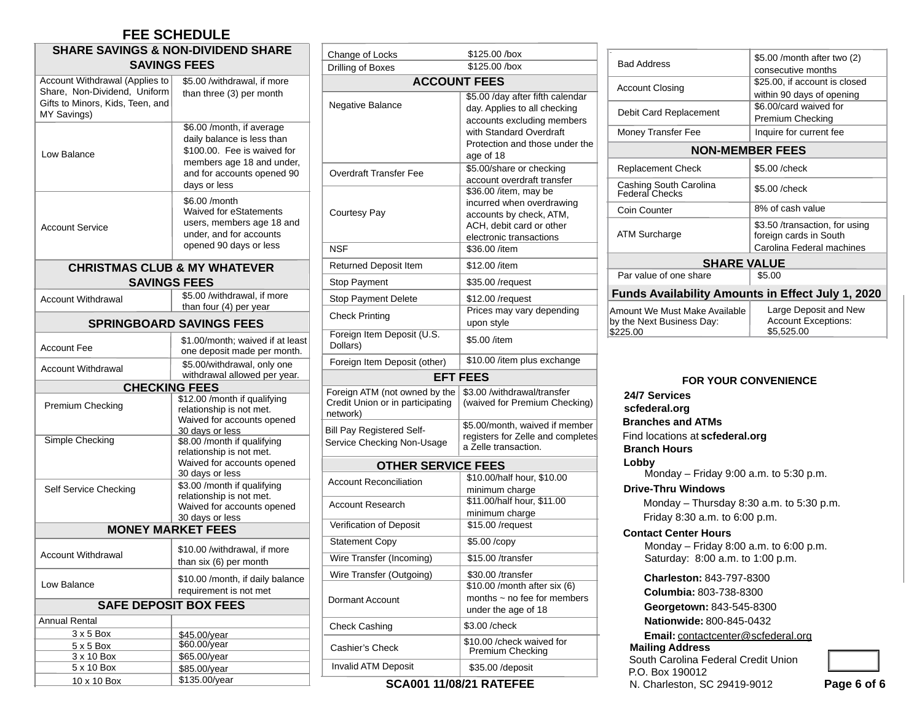# FEE SCHEDULE

## SHARE SAVINGS & NON-DIVIDEND SHARE SAVINGS FEES

| | |
|---|---|
| Account Withdrawal (Applies to Share, Non-Dividend, Uniform Gifts to Minors, Kids, Teen, and MY Savings) | $5.00 /withdrawal, if more than three (3) per month |
| Low Balance | $6.00 /month, if average daily balance is less than $100.00. Fee is waived for members age 18 and under, and for accounts opened 90 days or less |
| Account Service | $6.00 /month Waived for eStatements users, members age 18 and under, and for accounts opened 90 days or less |

## CHRISTMAS CLUB & MY WHATEVER SAVINGS FEES

| | |
|---|---|
| Account Withdrawal | $5.00 /withdrawal, if more than four (4) per year |

## SPRINGBOARD SAVINGS FEES

| | |
|---|---|
| Account Fee | $1.00/month; waived if at least one deposit made per month. |
| Account Withdrawal | $5.00/withdrawal, only one withdrawal allowed per year. |

## CHECKING FEES

| | |
|---|---|
| Premium Checking | $12.00 /month if qualifying relationship is not met. Waived for accounts opened 30 days or less |
| Simple Checking | $8.00 /month if qualifying relationship is not met. Waived for accounts opened 30 days or less |
| Self Service Checking | $3.00 /month if qualifying relationship is not met. Waived for accounts opened 30 days or less |

## MONEY MARKET FEES

| | |
|---|---|
| Account Withdrawal | $10.00 /withdrawal, if more than six (6) per month |
| Low Balance | $10.00 /month, if daily balance requirement is not met |

## SAFE DEPOSIT BOX FEES

| | |
|---|---|
| Annual Rental | |
| 3 x 5 Box | $45.00/year |
| 5 x 5 Box | $60.00/year |
| 3 x 10 Box | $65.00/year |
| 5 x 10 Box | $85.00/year |
| 10 x 10 Box | $135.00/year |
| Change of Locks | $125.00 /box |
| Drilling of Boxes | $125.00 /box |

## ACCOUNT FEES

| | |
|---|---|
| Negative Balance | $5.00 /day after fifth calendar day. Applies to all checking accounts excluding members with Standard Overdraft Protection and those under the age of 18 |
| Overdraft Transfer Fee | $5.00/share or checking account overdraft transfer |
| Courtesy Pay | $36.00 /item, may be incurred when overdrawing accounts by check, ATM, ACH, debit card or other electronic transactions |
| NSF | $36.00 /item |
| Returned Deposit Item | $12.00 /item |
| Stop Payment | $35.00 /request |
| Stop Payment Delete | $12.00 /request |
| Check Printing | Prices may vary depending upon style |
| Foreign Item Deposit (U.S. Dollars) | $5.00 /item |
| Foreign Item Deposit (other) | $10.00 /item plus exchange |

## EFT FEES

| | |
|---|---|
| Foreign ATM (not owned by the Credit Union or in participating network) | $3.00 /withdrawal/transfer (waived for Premium Checking) |
| Bill Pay Registered Self-Service Checking Non-Usage | $5.00/month, waived if member registers for Zelle and completes a Zelle transaction. |

## OTHER SERVICE FEES

| | |
|---|---|
| Account Reconciliation | $10.00/half hour, $10.00 minimum charge |
| Account Research | $11.00/half hour, $11.00 minimum charge |
| Verification of Deposit | $15.00 /request |
| Statement Copy | $5.00 /copy |
| Wire Transfer (Incoming) | $15.00 /transfer |
| Wire Transfer (Outgoing) | $30.00 /transfer |
| Dormant Account | $10.00 /month after six (6) months ~ no fee for members under the age of 18 |
| Check Cashing | $3.00 /check |
| Cashier's Check | $10.00 /check waived for Premium Checking |
| Invalid ATM Deposit | $35.00 /deposit |

SCA001 11/08/21 RATEFEE

| | |
|---|---|
| Bad Address | $5.00 /month after two (2) consecutive months |
| Account Closing | $25.00, if account is closed within 90 days of opening |
| Debit Card Replacement | $6.00/card waived for Premium Checking |
| Money Transfer Fee | Inquire for current fee |

## NON-MEMBER FEES

| | |
|---|---|
| Replacement Check | $5.00 /check |
| Cashing South Carolina Federal Checks | $5.00 /check |
| Coin Counter | 8% of cash value |
| ATM Surcharge | $3.50 /transaction, for using foreign cards in South Carolina Federal machines |

## SHARE VALUE

| | |
|---|---|
| Par value of one share | $5.00 |

## Funds Availability Amounts in Effect July 1, 2020

| | |
|---|---|
| Amount We Must Make Available by the Next Business Day: $225.00 | Large Deposit and New Account Exceptions: $5,525.00 |

## FOR YOUR CONVENIENCE

**24/7 Services**
**scfederal.org**

**Branches and ATMs**
Find locations at **scfederal.org**

**Branch Hours**

**Lobby**
Monday – Friday 9:00 a.m. to 5:30 p.m.

**Drive-Thru Windows**
Monday – Thursday 8:30 a.m. to 5:30 p.m.
Friday 8:30 a.m. to 6:00 p.m.

**Contact Center Hours**
Monday – Friday 8:00 a.m. to 6:00 p.m.
Saturday: 8:00 a.m. to 1:00 p.m.

**Charleston:** 843-797-8300
**Columbia:** 803-738-8300
**Georgetown:** 843-545-8300
**Nationwide:** 800-845-0432
**Email:** contactcenter@scfederal.org

**Mailing Address**
South Carolina Federal Credit Union
P.O. Box 190012
N. Charleston, SC 29419-9012